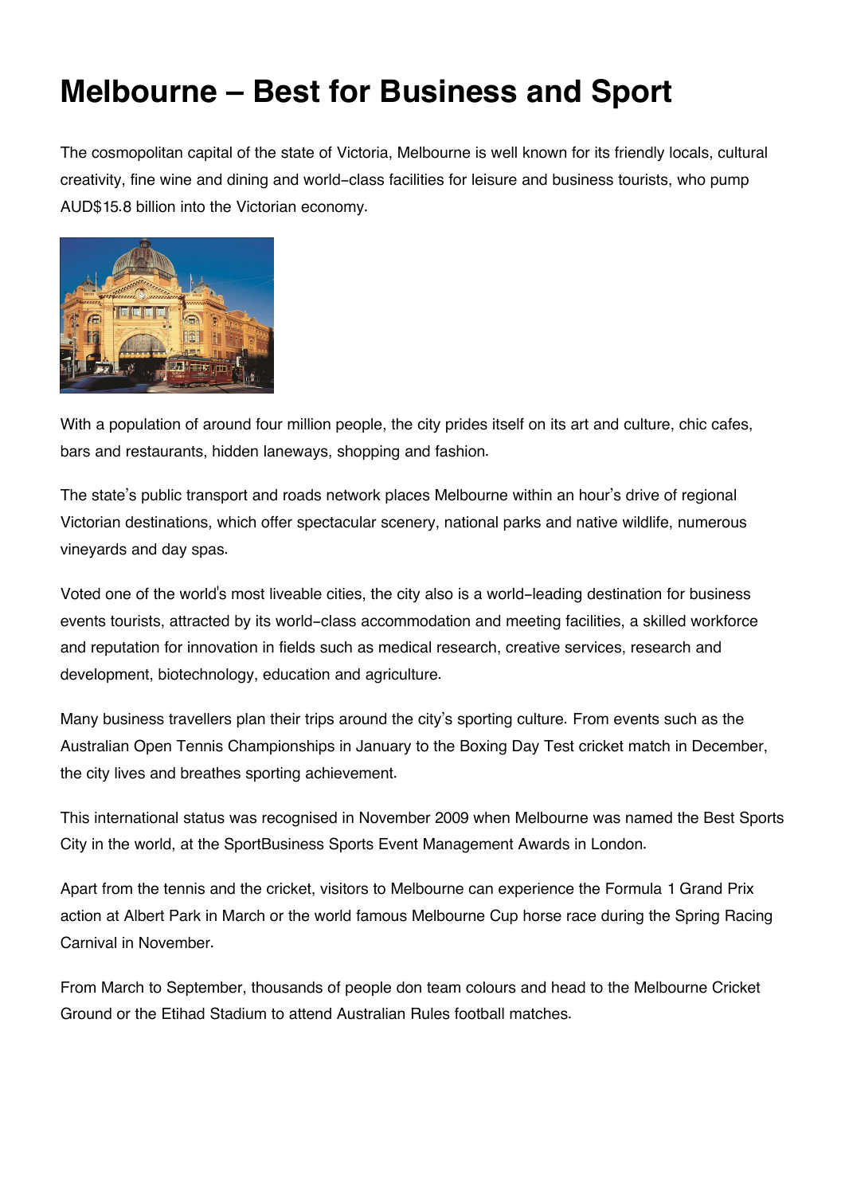# Melbourne – Best for Business and Sport

The cosmopolitan capital of the state of Victoria, Melbourne is well known for its friendly locals, cultural creativity, fine wine and dining and world-class facilities for leisure and business tourists, who pump AUD$15.8 billion into the Victorian economy.

With a population of around four million people, the city prides itself on its art and culture, chic cafes, bars and restaurants, hidden laneways, shopping and fashion.

The state's public transport and roads network places Melbourne within an hour's drive of regional Victorian destinations, which offer spectacular scenery, national parks and native wildlife, numerous vineyards and day spas.

Voted one of the world's most liveable cities, the city also is a world-leading destination for business events tourists, attracted by its world-class accommodation and meeting facilities, a skilled workforce and reputation for innovation in fields such as medical research, creative services, research and development, biotechnology, education and agriculture.

Many business travellers plan their trips around the city's sporting culture. From events such as the Australian Open Tennis Championships in January to the Boxing Day Test cricket match in December, the city lives and breathes sporting achievement.

This international status was recognised in November 2009 when Melbourne was named the Best Sports City in the world, at the SportBusiness Sports Event Management Awards in London.

Apart from the tennis and the cricket, visitors to Melbourne can experience the Formula 1 Grand Prix action at Albert Park in March or the world famous Melbourne Cup horse race during the Spring Racing Carnival in November.

From March to September, thousands of people don team colours and head to the Melbourne Cricket Ground or the Etihad Stadium to attend Australian Rules football matches.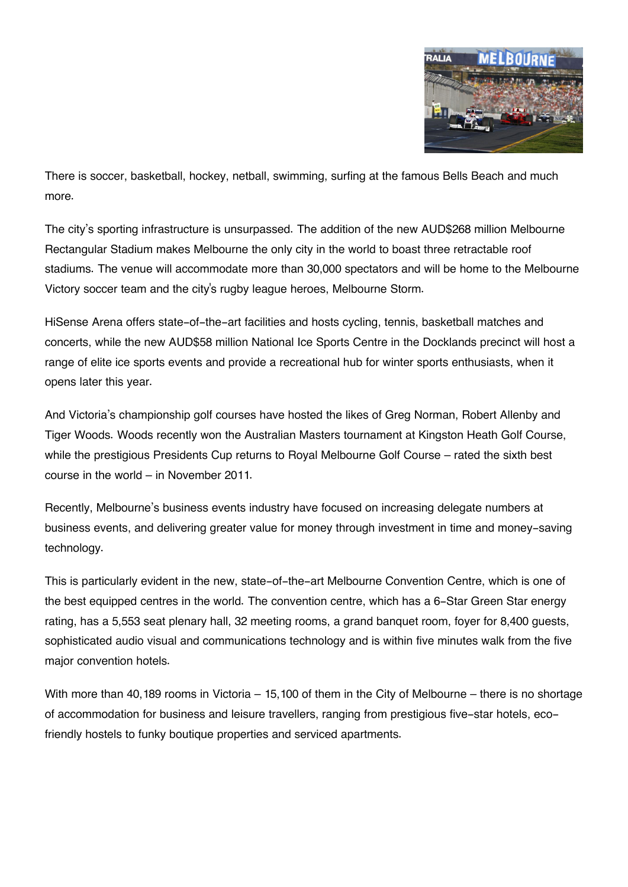There is soccer, basketball, hockey, netball, swimming, surfing at the famous Bells Beach and much more.

The city's sporting infrastructure is unsurpassed. The addition of the new AUD$268 million Melbourne Rectangular Stadium makes Melbourne the only city in the world to boast three retractable roof stadiums. The venue will accommodate more than 30,000 spectators and will be home to the Melbourne Victory soccer team and the city's rugby league heroes, Melbourne Storm.

HiSense Arena offers state-of-the-art facilities and hosts cycling, tennis, basketball matches and concerts, while the new AUD$58 million National Ice Sports Centre in the Docklands precinct will host a range of elite ice sports events and provide a recreational hub for winter sports enthusiasts, when it opens later this year.

And Victoria's championship golf courses have hosted the likes of Greg Norman, Robert Allenby and Tiger Woods. Woods recently won the Australian Masters tournament at Kingston Heath Golf Course, while the prestigious Presidents Cup returns to Royal Melbourne Golf Course – rated the sixth best course in the world – in November 2011.

Recently, Melbourne's business events industry have focused on increasing delegate numbers at business events, and delivering greater value for money through investment in time and money-saving technology.

This is particularly evident in the new, state-of-the-art Melbourne Convention Centre, which is one of the best equipped centres in the world. The convention centre, which has a 6-Star Green Star energy rating, has a 5,553 seat plenary hall, 32 meeting rooms, a grand banquet room, foyer for 8,400 guests, sophisticated audio visual and communications technology and is within five minutes walk from the five major convention hotels.

With more than 40,189 rooms in Victoria – 15,100 of them in the City of Melbourne – there is no shortage of accommodation for business and leisure travellers, ranging from prestigious five-star hotels, eco-friendly hostels to funky boutique properties and serviced apartments.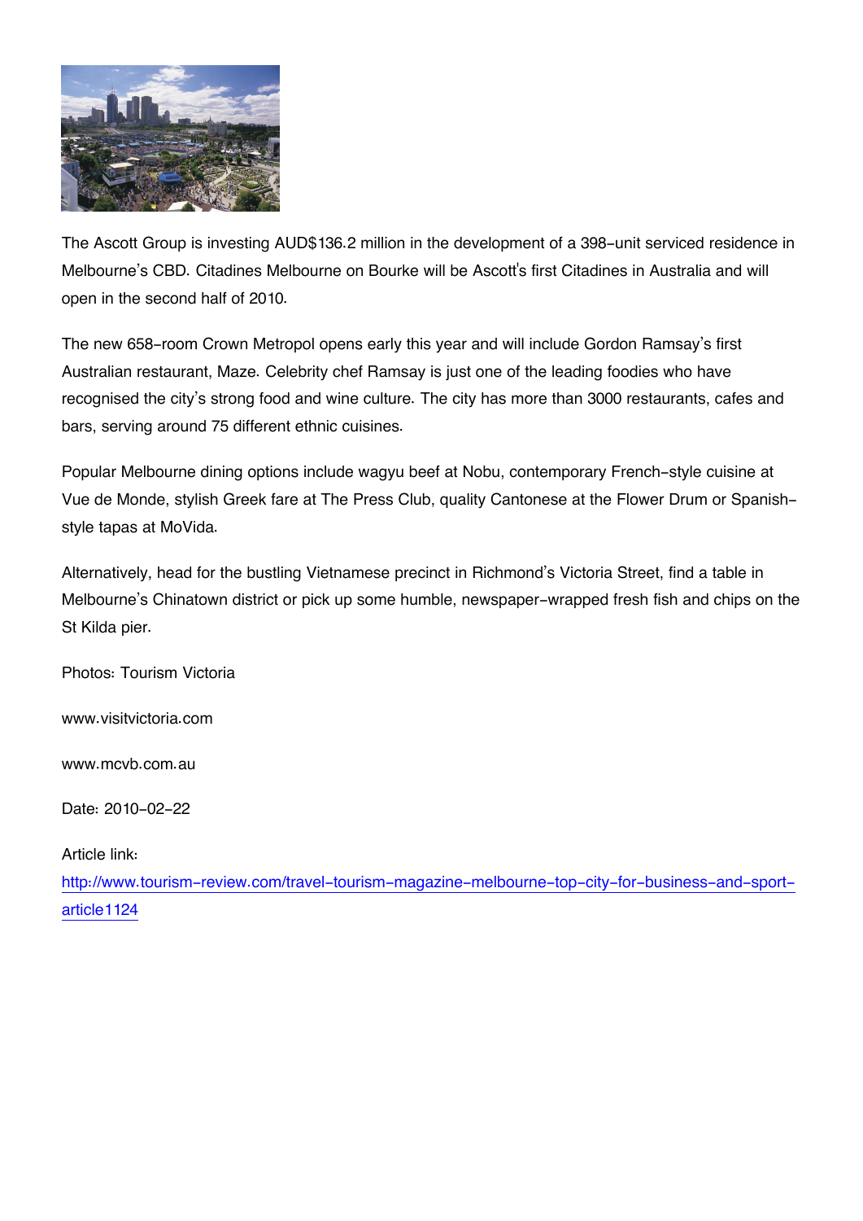The Ascott Group is investing AUD$136.2 million in the development of a 398-unit serviced residence in Melbourne's CBD. Citadines Melbourne on Bourke will be Ascott's first Citadines in Australia and will open in the second half of 2010.

The new 658-room Crown Metropol opens early this year and will include Gordon Ramsay's first Australian restaurant, Maze. Celebrity chef Ramsay is just one of the leading foodies who have recognised the city's strong food and wine culture. The city has more than 3000 restaurants, cafes and bars, serving around 75 different ethnic cuisines.

Popular Melbourne dining options include wagyu beef at Nobu, contemporary French-style cuisine at Vue de Monde, stylish Greek fare at The Press Club, quality Cantonese at the Flower Drum or Spanish-style tapas at MoVida.

Alternatively, head for the bustling Vietnamese precinct in Richmond's Victoria Street, find a table in Melbourne's Chinatown district or pick up some humble, newspaper-wrapped fresh fish and chips on the St Kilda pier.

Photos: Tourism Victoria

www.visitvictoria.com

www.mcvb.com.au

Date: 2010-02-22

Article link:
[http://www.tourism-review.com/travel-tourism-magazine-melbourne-top-city-for-business-and-sport-article1124](http://www.tourism-review.com/travel-tourism-magazine-melbourne-top-city-for-business-and-sport-article1124)